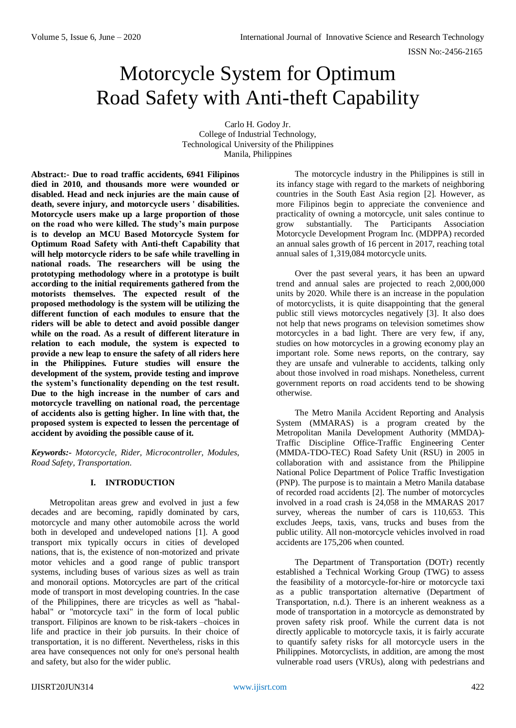# Motorcycle System for Optimum Road Safety with Anti-theft Capability

Carlo H. Godoy Jr.
College of Industrial Technology,
Technological University of the Philippines
Manila, Philippines

**Abstract:- Due to road traffic accidents, 6941 Filipinos died in 2010, and thousands more were wounded or disabled. Head and neck injuries are the main cause of death, severe injury, and motorcycle users ' disabilities. Motorcycle users make up a large proportion of those on the road who were killed. The study's main purpose is to develop an MCU Based Motorcycle System for Optimum Road Safety with Anti-theft Capability that will help motorcycle riders to be safe while travelling in national roads. The researchers will be using the prototyping methodology where in a prototype is built according to the initial requirements gathered from the motorists themselves. The expected result of the proposed methodology is the system will be utilizing the different function of each modules to ensure that the riders will be able to detect and avoid possible danger while on the road. As a result of different literature in relation to each module, the system is expected to provide a new leap to ensure the safety of all riders here in the Philippines. Future studies will ensure the development of the system, provide testing and improve the system's functionality depending on the test result. Due to the high increase in the number of cars and motorcycle travelling on national road, the percentage of accidents also is getting higher. In line with that, the proposed system is expected to lessen the percentage of accident by avoiding the possible cause of it.**

***Keywords:-*** *Motorcycle, Rider, Microcontroller, Modules, Road Safety, Transportation.*

## I. INTRODUCTION

Metropolitan areas grew and evolved in just a few decades and are becoming, rapidly dominated by cars, motorcycle and many other automobile across the world both in developed and undeveloped nations [1]. A good transport mix typically occurs in cities of developed nations, that is, the existence of non-motorized and private motor vehicles and a good range of public transport systems, including buses of various sizes as well as train and monorail options. Motorcycles are part of the critical mode of transport in most developing countries. In the case of the Philippines, there are tricycles as well as "habal-habal" or "motorcycle taxi" in the form of local public transport. Filipinos are known to be risk-takers –choices in life and practice in their job pursuits. In their choice of transportation, it is no different. Nevertheless, risks in this area have consequences not only for one's personal health and safety, but also for the wider public.

The motorcycle industry in the Philippines is still in its infancy stage with regard to the markets of neighboring countries in the South East Asia region [2]. However, as more Filipinos begin to appreciate the convenience and practicality of owning a motorcycle, unit sales continue to grow substantially. The Participants Association Motorcycle Development Program Inc. (MDPPA) recorded an annual sales growth of 16 percent in 2017, reaching total annual sales of 1,319,084 motorcycle units.

Over the past several years, it has been an upward trend and annual sales are projected to reach 2,000,000 units by 2020. While there is an increase in the population of motorcyclists, it is quite disappointing that the general public still views motorcycles negatively [3]. It also does not help that news programs on television sometimes show motorcycles in a bad light. There are very few, if any, studies on how motorcycles in a growing economy play an important role. Some news reports, on the contrary, say they are unsafe and vulnerable to accidents, talking only about those involved in road mishaps. Nonetheless, current government reports on road accidents tend to be showing otherwise.

The Metro Manila Accident Reporting and Analysis System (MMARAS) is a program created by the Metropolitan Manila Development Authority (MMDA)-Traffic Discipline Office-Traffic Engineering Center (MMDA-TDO-TEC) Road Safety Unit (RSU) in 2005 in collaboration with and assistance from the Philippine National Police Department of Police Traffic Investigation (PNP). The purpose is to maintain a Metro Manila database of recorded road accidents [2]. The number of motorcycles involved in a road crash is 24,058 in the MMARAS 2017 survey, whereas the number of cars is 110,653. This excludes Jeeps, taxis, vans, trucks and buses from the public utility. All non-motorcycle vehicles involved in road accidents are 175,206 when counted.

The Department of Transportation (DOTr) recently established a Technical Working Group (TWG) to assess the feasibility of a motorcycle-for-hire or motorcycle taxi as a public transportation alternative (Department of Transportation, n.d.). There is an inherent weakness as a mode of transportation in a motorcycle as demonstrated by proven safety risk proof. While the current data is not directly applicable to motorcycle taxis, it is fairly accurate to quantify safety risks for all motorcycle users in the Philippines. Motorcyclists, in addition, are among the most vulnerable road users (VRUs), along with pedestrians and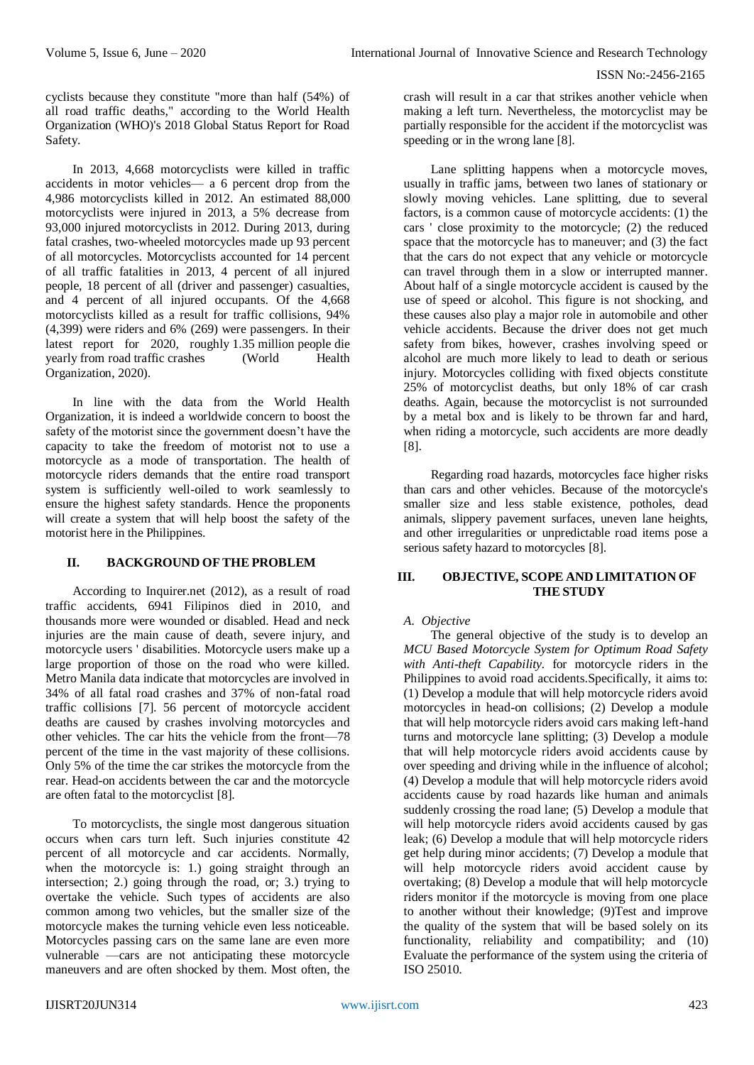cyclists because they constitute "more than half (54%) of all road traffic deaths," according to the World Health Organization (WHO)'s 2018 Global Status Report for Road Safety.

In 2013, 4,668 motorcyclists were killed in traffic accidents in motor vehicles— a 6 percent drop from the 4,986 motorcyclists killed in 2012. An estimated 88,000 motorcyclists were injured in 2013, a 5% decrease from 93,000 injured motorcyclists in 2012. During 2013, during fatal crashes, two-wheeled motorcycles made up 93 percent of all motorcycles. Motorcyclists accounted for 14 percent of all traffic fatalities in 2013, 4 percent of all injured people, 18 percent of all (driver and passenger) casualties, and 4 percent of all injured occupants. Of the 4,668 motorcyclists killed as a result for traffic collisions, 94% (4,399) were riders and 6% (269) were passengers. In their latest report for 2020, roughly 1.35 million people die yearly from road traffic crashes (World Health Organization, 2020).

In line with the data from the World Health Organization, it is indeed a worldwide concern to boost the safety of the motorist since the government doesn't have the capacity to take the freedom of motorist not to use a motorcycle as a mode of transportation. The health of motorcycle riders demands that the entire road transport system is sufficiently well-oiled to work seamlessly to ensure the highest safety standards. Hence the proponents will create a system that will help boost the safety of the motorist here in the Philippines.

## II. BACKGROUND OF THE PROBLEM

According to Inquirer.net (2012), as a result of road traffic accidents, 6941 Filipinos died in 2010, and thousands more were wounded or disabled. Head and neck injuries are the main cause of death, severe injury, and motorcycle users ' disabilities. Motorcycle users make up a large proportion of those on the road who were killed. Metro Manila data indicate that motorcycles are involved in 34% of all fatal road crashes and 37% of non-fatal road traffic collisions [7]. 56 percent of motorcycle accident deaths are caused by crashes involving motorcycles and other vehicles. The car hits the vehicle from the front—78 percent of the time in the vast majority of these collisions. Only 5% of the time the car strikes the motorcycle from the rear. Head-on accidents between the car and the motorcycle are often fatal to the motorcyclist [8].

To motorcyclists, the single most dangerous situation occurs when cars turn left. Such injuries constitute 42 percent of all motorcycle and car accidents. Normally, when the motorcycle is: 1.) going straight through an intersection; 2.) going through the road, or; 3.) trying to overtake the vehicle. Such types of accidents are also common among two vehicles, but the smaller size of the motorcycle makes the turning vehicle even less noticeable. Motorcycles passing cars on the same lane are even more vulnerable —cars are not anticipating these motorcycle maneuvers and are often shocked by them. Most often, the crash will result in a car that strikes another vehicle when making a left turn. Nevertheless, the motorcyclist may be partially responsible for the accident if the motorcyclist was speeding or in the wrong lane [8].

Lane splitting happens when a motorcycle moves, usually in traffic jams, between two lanes of stationary or slowly moving vehicles. Lane splitting, due to several factors, is a common cause of motorcycle accidents: (1) the cars ' close proximity to the motorcycle; (2) the reduced space that the motorcycle has to maneuver; and (3) the fact that the cars do not expect that any vehicle or motorcycle can travel through them in a slow or interrupted manner. About half of a single motorcycle accident is caused by the use of speed or alcohol. This figure is not shocking, and these causes also play a major role in automobile and other vehicle accidents. Because the driver does not get much safety from bikes, however, crashes involving speed or alcohol are much more likely to lead to death or serious injury. Motorcycles colliding with fixed objects constitute 25% of motorcyclist deaths, but only 18% of car crash deaths. Again, because the motorcyclist is not surrounded by a metal box and is likely to be thrown far and hard, when riding a motorcycle, such accidents are more deadly [8].

Regarding road hazards, motorcycles face higher risks than cars and other vehicles. Because of the motorcycle's smaller size and less stable existence, potholes, dead animals, slippery pavement surfaces, uneven lane heights, and other irregularities or unpredictable road items pose a serious safety hazard to motorcycles [8].

## III. OBJECTIVE, SCOPE AND LIMITATION OF THE STUDY

### *A. Objective*

The general objective of the study is to develop an *MCU Based Motorcycle System for Optimum Road Safety with Anti-theft Capability*. for motorcycle riders in the Philippines to avoid road accidents.Specifically, it aims to: (1) Develop a module that will help motorcycle riders avoid motorcycles in head-on collisions; (2) Develop a module that will help motorcycle riders avoid cars making left-hand turns and motorcycle lane splitting; (3) Develop a module that will help motorcycle riders avoid accidents cause by over speeding and driving while in the influence of alcohol; (4) Develop a module that will help motorcycle riders avoid accidents cause by road hazards like human and animals suddenly crossing the road lane; (5) Develop a module that will help motorcycle riders avoid accidents caused by gas leak; (6) Develop a module that will help motorcycle riders get help during minor accidents; (7) Develop a module that will help motorcycle riders avoid accident cause by overtaking; (8) Develop a module that will help motorcycle riders monitor if the motorcycle is moving from one place to another without their knowledge; (9)Test and improve the quality of the system that will be based solely on its functionality, reliability and compatibility; and (10) Evaluate the performance of the system using the criteria of ISO 25010.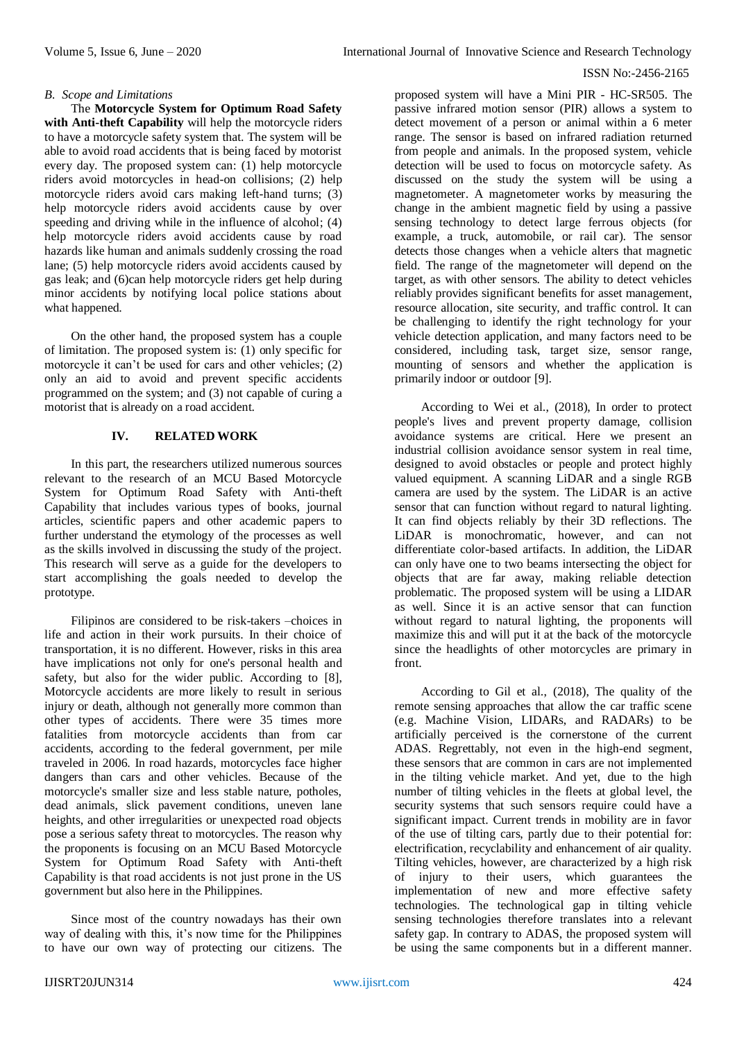### B. Scope and Limitations

The **Motorcycle System for Optimum Road Safety with Anti-theft Capability** will help the motorcycle riders to have a motorcycle safety system that. The system will be able to avoid road accidents that is being faced by motorist every day. The proposed system can: (1) help motorcycle riders avoid motorcycles in head-on collisions; (2) help motorcycle riders avoid cars making left-hand turns; (3) help motorcycle riders avoid accidents cause by over speeding and driving while in the influence of alcohol; (4) help motorcycle riders avoid accidents cause by road hazards like human and animals suddenly crossing the road lane; (5) help motorcycle riders avoid accidents caused by gas leak; and (6)can help motorcycle riders get help during minor accidents by notifying local police stations about what happened.

On the other hand, the proposed system has a couple of limitation. The proposed system is: (1) only specific for motorcycle it can't be used for cars and other vehicles; (2) only an aid to avoid and prevent specific accidents programmed on the system; and (3) not capable of curing a motorist that is already on a road accident.

## IV. RELATED WORK

In this part, the researchers utilized numerous sources relevant to the research of an MCU Based Motorcycle System for Optimum Road Safety with Anti-theft Capability that includes various types of books, journal articles, scientific papers and other academic papers to further understand the etymology of the processes as well as the skills involved in discussing the study of the project. This research will serve as a guide for the developers to start accomplishing the goals needed to develop the prototype.

Filipinos are considered to be risk-takers –choices in life and action in their work pursuits. In their choice of transportation, it is no different. However, risks in this area have implications not only for one's personal health and safety, but also for the wider public. According to [8], Motorcycle accidents are more likely to result in serious injury or death, although not generally more common than other types of accidents. There were 35 times more fatalities from motorcycle accidents than from car accidents, according to the federal government, per mile traveled in 2006. In road hazards, motorcycles face higher dangers than cars and other vehicles. Because of the motorcycle's smaller size and less stable nature, potholes, dead animals, slick pavement conditions, uneven lane heights, and other irregularities or unexpected road objects pose a serious safety threat to motorcycles. The reason why the proponents is focusing on an MCU Based Motorcycle System for Optimum Road Safety with Anti-theft Capability is that road accidents is not just prone in the US government but also here in the Philippines.

Since most of the country nowadays has their own way of dealing with this, it's now time for the Philippines to have our own way of protecting our citizens. The proposed system will have a Mini PIR - HC-SR505. The passive infrared motion sensor (PIR) allows a system to detect movement of a person or animal within a 6 meter range. The sensor is based on infrared radiation returned from people and animals. In the proposed system, vehicle detection will be used to focus on motorcycle safety. As discussed on the study the system will be using a magnetometer. A magnetometer works by measuring the change in the ambient magnetic field by using a passive sensing technology to detect large ferrous objects (for example, a truck, automobile, or rail car). The sensor detects those changes when a vehicle alters that magnetic field. The range of the magnetometer will depend on the target, as with other sensors. The ability to detect vehicles reliably provides significant benefits for asset management, resource allocation, site security, and traffic control. It can be challenging to identify the right technology for your vehicle detection application, and many factors need to be considered, including task, target size, sensor range, mounting of sensors and whether the application is primarily indoor or outdoor [9].

According to Wei et al., (2018), In order to protect people's lives and prevent property damage, collision avoidance systems are critical. Here we present an industrial collision avoidance sensor system in real time, designed to avoid obstacles or people and protect highly valued equipment. A scanning LiDAR and a single RGB camera are used by the system. The LiDAR is an active sensor that can function without regard to natural lighting. It can find objects reliably by their 3D reflections. The LiDAR is monochromatic, however, and can not differentiate color-based artifacts. In addition, the LiDAR can only have one to two beams intersecting the object for objects that are far away, making reliable detection problematic. The proposed system will be using a LIDAR as well. Since it is an active sensor that can function without regard to natural lighting, the proponents will maximize this and will put it at the back of the motorcycle since the headlights of other motorcycles are primary in front.

According to Gil et al., (2018), The quality of the remote sensing approaches that allow the car traffic scene (e.g. Machine Vision, LIDARs, and RADARs) to be artificially perceived is the cornerstone of the current ADAS. Regrettably, not even in the high-end segment, these sensors that are common in cars are not implemented in the tilting vehicle market. And yet, due to the high number of tilting vehicles in the fleets at global level, the security systems that such sensors require could have a significant impact. Current trends in mobility are in favor of the use of tilting cars, partly due to their potential for: electrification, recyclability and enhancement of air quality. Tilting vehicles, however, are characterized by a high risk of injury to their users, which guarantees the implementation of new and more effective safety technologies. The technological gap in tilting vehicle sensing technologies therefore translates into a relevant safety gap. In contrary to ADAS, the proposed system will be using the same components but in a different manner.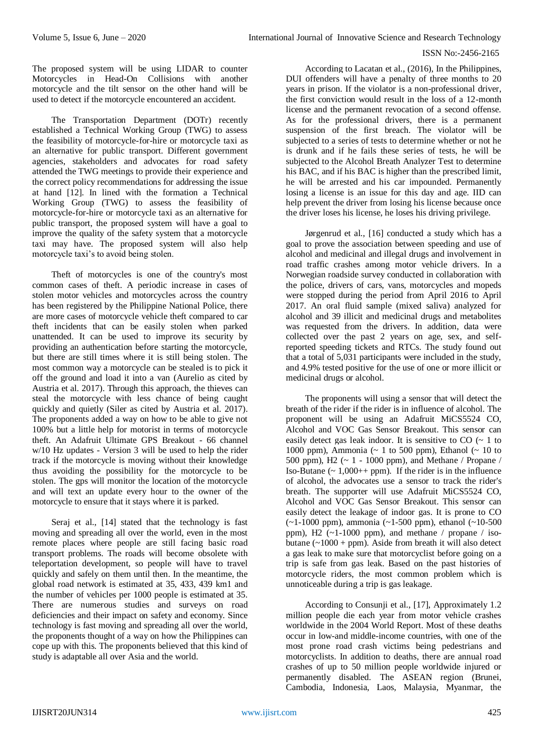The proposed system will be using LIDAR to counter Motorcycles in Head-On Collisions with another motorcycle and the tilt sensor on the other hand will be used to detect if the motorcycle encountered an accident.

The Transportation Department (DOTr) recently established a Technical Working Group (TWG) to assess the feasibility of motorcycle-for-hire or motorcycle taxi as an alternative for public transport. Different government agencies, stakeholders and advocates for road safety attended the TWG meetings to provide their experience and the correct policy recommendations for addressing the issue at hand [12]. In lined with the formation a Technical Working Group (TWG) to assess the feasibility of motorcycle-for-hire or motorcycle taxi as an alternative for public transport, the proposed system will have a goal to improve the quality of the safety system that a motorcycle taxi may have. The proposed system will also help motorcycle taxi's to avoid being stolen.

Theft of motorcycles is one of the country's most common cases of theft. A periodic increase in cases of stolen motor vehicles and motorcycles across the country has been registered by the Philippine National Police, there are more cases of motorcycle vehicle theft compared to car theft incidents that can be easily stolen when parked unattended. It can be used to improve its security by providing an authentication before starting the motorcycle, but there are still times where it is still being stolen. The most common way a motorcycle can be stealed is to pick it off the ground and load it into a van (Aurelio as cited by Austria et al. 2017). Through this approach, the thieves can steal the motorcycle with less chance of being caught quickly and quietly (Siler as cited by Austria et al. 2017). The proponents added a way on how to be able to give not 100% but a little help for motorist in terms of motorcycle theft. An Adafruit Ultimate GPS Breakout - 66 channel w/10 Hz updates - Version 3 will be used to help the rider track if the motorcycle is moving without their knowledge thus avoiding the possibility for the motorcycle to be stolen. The gps will monitor the location of the motorcycle and will text an update every hour to the owner of the motorcycle to ensure that it stays where it is parked.

Seraj et al., [14] stated that the technology is fast moving and spreading all over the world, even in the most remote places where people are still facing basic road transport problems. The roads will become obsolete with teleportation development, so people will have to travel quickly and safely on them until then. In the meantime, the global road network is estimated at 35, 433, 439 km1 and the number of vehicles per 1000 people is estimated at 35. There are numerous studies and surveys on road deficiencies and their impact on safety and economy. Since technology is fast moving and spreading all over the world, the proponents thought of a way on how the Philippines can cope up with this. The proponents believed that this kind of study is adaptable all over Asia and the world.

According to Lacatan et al., (2016), In the Philippines, DUI offenders will have a penalty of three months to 20 years in prison. If the violator is a non-professional driver, the first conviction would result in the loss of a 12-month license and the permanent revocation of a second offense. As for the professional drivers, there is a permanent suspension of the first breach. The violator will be subjected to a series of tests to determine whether or not he is drunk and if he fails these series of tests, he will be subjected to the Alcohol Breath Analyzer Test to determine his BAC, and if his BAC is higher than the prescribed limit, he will be arrested and his car impounded. Permanently losing a license is an issue for this day and age. IID can help prevent the driver from losing his license because once the driver loses his license, he loses his driving privilege.

Jørgenrud et al., [16] conducted a study which has a goal to prove the association between speeding and use of alcohol and medicinal and illegal drugs and involvement in road traffic crashes among motor vehicle drivers. In a Norwegian roadside survey conducted in collaboration with the police, drivers of cars, vans, motorcycles and mopeds were stopped during the period from April 2016 to April 2017. An oral fluid sample (mixed saliva) analyzed for alcohol and 39 illicit and medicinal drugs and metabolites was requested from the drivers. In addition, data were collected over the past 2 years on age, sex, and self-reported speeding tickets and RTCs. The study found out that a total of 5,031 participants were included in the study, and 4.9% tested positive for the use of one or more illicit or medicinal drugs or alcohol.

The proponents will using a sensor that will detect the breath of the rider if the rider is in influence of alcohol. The proponent will be using an Adafruit MiCS5524 CO, Alcohol and VOC Gas Sensor Breakout. This sensor can easily detect gas leak indoor. It is sensitive to CO (~ 1 to 1000 ppm), Ammonia (~ 1 to 500 ppm), Ethanol (~ 10 to 500 ppm), H2 (~ 1 - 1000 ppm), and Methane / Propane / Iso-Butane (~ 1,000++ ppm). If the rider is in the influence of alcohol, the advocates use a sensor to track the rider's breath. The supporter will use Adafruit MiCS5524 CO, Alcohol and VOC Gas Sensor Breakout. This sensor can easily detect the leakage of indoor gas. It is prone to CO (~1-1000 ppm), ammonia (~1-500 ppm), ethanol (~10-500 ppm), H2 (~1-1000 ppm), and methane / propane / iso-butane (~1000 + ppm). Aside from breath it will also detect a gas leak to make sure that motorcyclist before going on a trip is safe from gas leak. Based on the past histories of motorcycle riders, the most common problem which is unnoticeable during a trip is gas leakage.

According to Consunji et al., [17], Approximately 1.2 million people die each year from motor vehicle crashes worldwide in the 2004 World Report. Most of these deaths occur in low-and middle-income countries, with one of the most prone road crash victims being pedestrians and motorcyclists. In addition to deaths, there are annual road crashes of up to 50 million people worldwide injured or permanently disabled. The ASEAN region (Brunei, Cambodia, Indonesia, Laos, Malaysia, Myanmar, the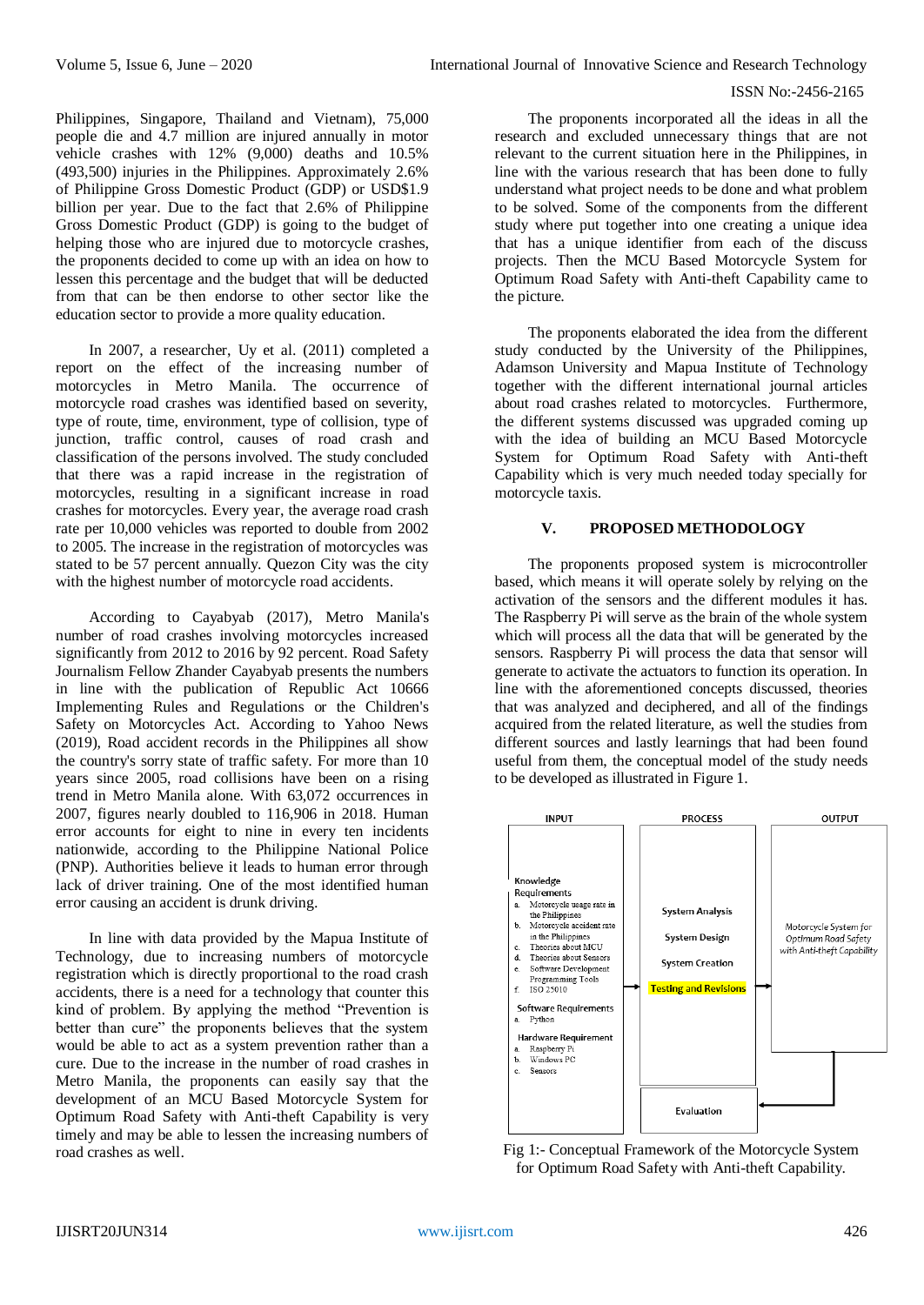Philippines, Singapore, Thailand and Vietnam), 75,000 people die and 4.7 million are injured annually in motor vehicle crashes with 12% (9,000) deaths and 10.5% (493,500) injuries in the Philippines. Approximately 2.6% of Philippine Gross Domestic Product (GDP) or USD$1.9 billion per year. Due to the fact that 2.6% of Philippine Gross Domestic Product (GDP) is going to the budget of helping those who are injured due to motorcycle crashes, the proponents decided to come up with an idea on how to lessen this percentage and the budget that will be deducted from that can be then endorse to other sector like the education sector to provide a more quality education.

In 2007, a researcher, Uy et al. (2011) completed a report on the effect of the increasing number of motorcycles in Metro Manila. The occurrence of motorcycle road crashes was identified based on severity, type of route, time, environment, type of collision, type of junction, traffic control, causes of road crash and classification of the persons involved. The study concluded that there was a rapid increase in the registration of motorcycles, resulting in a significant increase in road crashes for motorcycles. Every year, the average road crash rate per 10,000 vehicles was reported to double from 2002 to 2005. The increase in the registration of motorcycles was stated to be 57 percent annually. Quezon City was the city with the highest number of motorcycle road accidents.

According to Cayabyab (2017), Metro Manila's number of road crashes involving motorcycles increased significantly from 2012 to 2016 by 92 percent. Road Safety Journalism Fellow Zhander Cayabyab presents the numbers in line with the publication of Republic Act 10666 Implementing Rules and Regulations or the Children's Safety on Motorcycles Act. According to Yahoo News (2019), Road accident records in the Philippines all show the country's sorry state of traffic safety. For more than 10 years since 2005, road collisions have been on a rising trend in Metro Manila alone. With 63,072 occurrences in 2007, figures nearly doubled to 116,906 in 2018. Human error accounts for eight to nine in every ten incidents nationwide, according to the Philippine National Police (PNP). Authorities believe it leads to human error through lack of driver training. One of the most identified human error causing an accident is drunk driving.

In line with data provided by the Mapua Institute of Technology, due to increasing numbers of motorcycle registration which is directly proportional to the road crash accidents, there is a need for a technology that counter this kind of problem. By applying the method "Prevention is better than cure" the proponents believes that the system would be able to act as a system prevention rather than a cure. Due to the increase in the number of road crashes in Metro Manila, the proponents can easily say that the development of an MCU Based Motorcycle System for Optimum Road Safety with Anti-theft Capability is very timely and may be able to lessen the increasing numbers of road crashes as well.

The proponents incorporated all the ideas in all the research and excluded unnecessary things that are not relevant to the current situation here in the Philippines, in line with the various research that has been done to fully understand what project needs to be done and what problem to be solved. Some of the components from the different study where put together into one creating a unique idea that has a unique identifier from each of the discuss projects. Then the MCU Based Motorcycle System for Optimum Road Safety with Anti-theft Capability came to the picture.

The proponents elaborated the idea from the different study conducted by the University of the Philippines, Adamson University and Mapua Institute of Technology together with the different international journal articles about road crashes related to motorcycles. Furthermore, the different systems discussed was upgraded coming up with the idea of building an MCU Based Motorcycle System for Optimum Road Safety with Anti-theft Capability which is very much needed today specially for motorcycle taxis.

## V. PROPOSED METHODOLOGY

The proponents proposed system is microcontroller based, which means it will operate solely by relying on the activation of the sensors and the different modules it has. The Raspberry Pi will serve as the brain of the whole system which will process all the data that will be generated by the sensors. Raspberry Pi will process the data that sensor will generate to activate the actuators to function its operation. In line with the aforementioned concepts discussed, theories that was analyzed and deciphered, and all of the findings acquired from the related literature, as well the studies from different sources and lastly learnings that had been found useful from them, the conceptual model of the study needs to be developed as illustrated in Figure 1.

| INPUT | PROCESS | OUTPUT |
|---|---|---|
| Knowledge Requirements<br>a. Motorcycle usage rate in the Philippines<br>b. Motorcycle accident rate in the Philippines<br>c. Theories about MCU<br>d. Theories about Sensors<br>e. Software Development Programming Tools<br>f. ISO 25010<br><br>Software Requirements<br>a. Python<br><br>Hardware Requirement<br>a. Raspberry Pi<br>b. Windows PC<br>c. Sensors | System Analysis<br>System Design<br>System Creation<br>Testing and Revisions<br><br>Evaluation | Motorcycle System for Optimum Road Safety with Anti-theft Capability |

Fig 1:- Conceptual Framework of the Motorcycle System for Optimum Road Safety with Anti-theft Capability.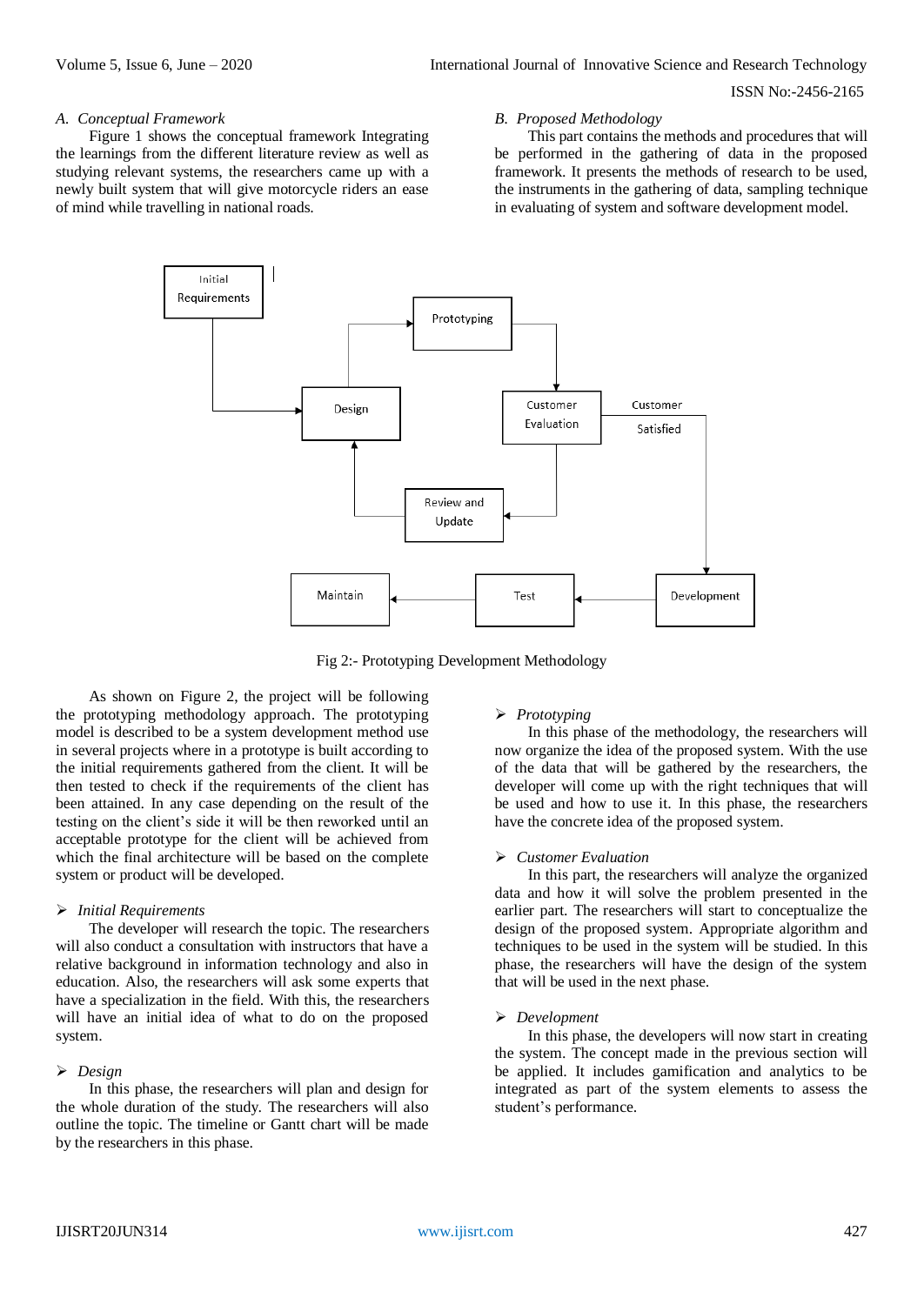### A. Conceptual Framework

Figure 1 shows the conceptual framework Integrating the learnings from the different literature review as well as studying relevant systems, the researchers came up with a newly built system that will give motorcycle riders an ease of mind while travelling in national roads.

### B. Proposed Methodology

This part contains the methods and procedures that will be performed in the gathering of data in the proposed framework. It presents the methods of research to be used, the instruments in the gathering of data, sampling technique in evaluating of system and software development model.

Initial Requirements

Prototyping

Design

Customer Evaluation

Customer Satisfied

Review and Update

Maintain

Test

Development

Fig 2:- Prototyping Development Methodology

As shown on Figure 2, the project will be following the prototyping methodology approach. The prototyping model is described to be a system development method use in several projects where in a prototype is built according to the initial requirements gathered from the client. It will be then tested to check if the requirements of the client has been attained. In any case depending on the result of the testing on the client's side it will be then reworked until an acceptable prototype for the client will be achieved from which the final architecture will be based on the complete system or product will be developed.

- *Initial Requirements*

The developer will research the topic. The researchers will also conduct a consultation with instructors that have a relative background in information technology and also in education. Also, the researchers will ask some experts that have a specialization in the field. With this, the researchers will have an initial idea of what to do on the proposed system.

- *Design*

In this phase, the researchers will plan and design for the whole duration of the study. The researchers will also outline the topic. The timeline or Gantt chart will be made by the researchers in this phase.

- *Prototyping*

In this phase of the methodology, the researchers will now organize the idea of the proposed system. With the use of the data that will be gathered by the researchers, the developer will come up with the right techniques that will be used and how to use it. In this phase, the researchers have the concrete idea of the proposed system.

- *Customer Evaluation*

In this part, the researchers will analyze the organized data and how it will solve the problem presented in the earlier part. The researchers will start to conceptualize the design of the proposed system. Appropriate algorithm and techniques to be used in the system will be studied. In this phase, the researchers will have the design of the system that will be used in the next phase.

- *Development*

In this phase, the developers will now start in creating the system. The concept made in the previous section will be applied. It includes gamification and analytics to be integrated as part of the system elements to assess the student's performance.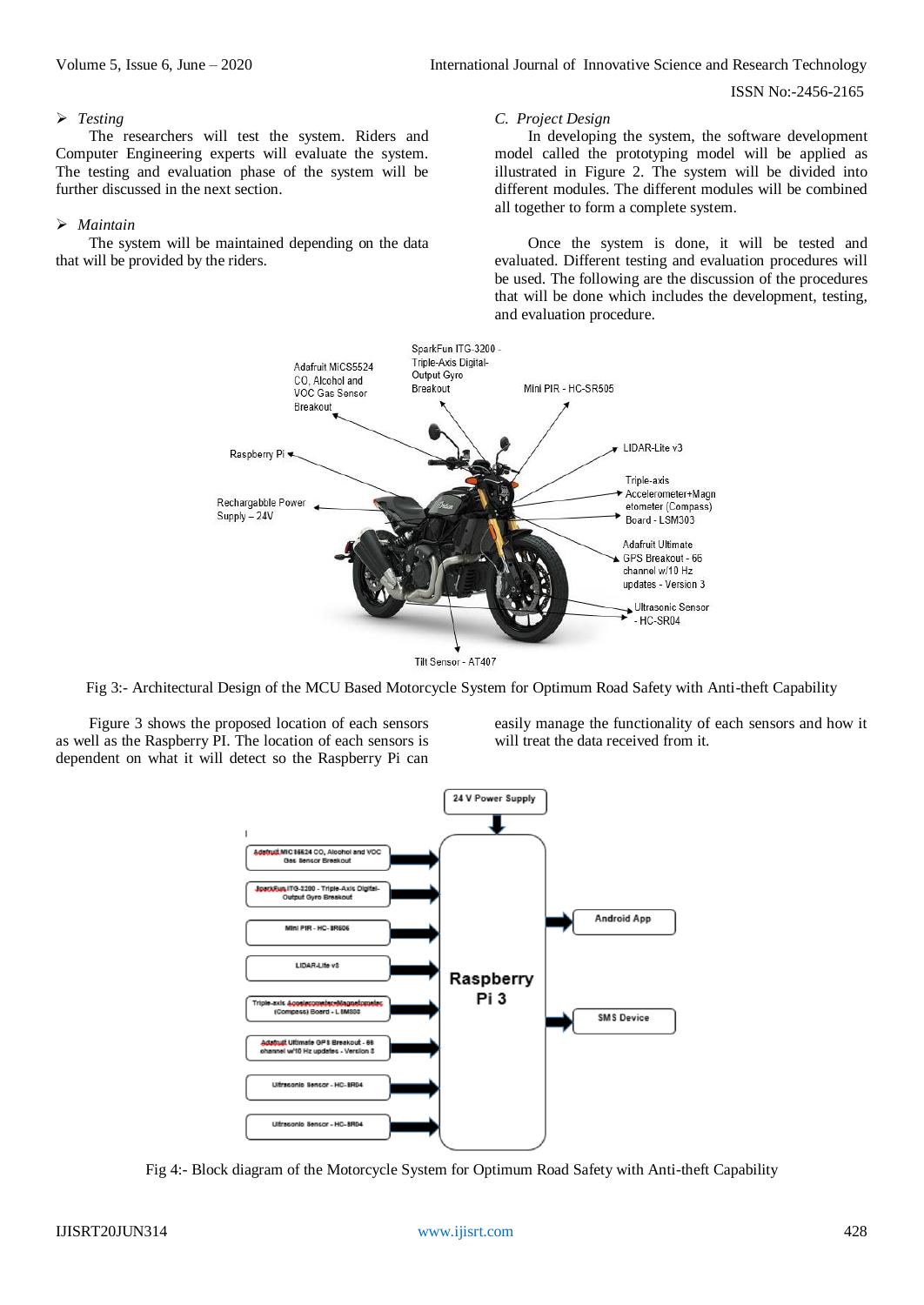➢ *Testing*

The researchers will test the system. Riders and Computer Engineering experts will evaluate the system. The testing and evaluation phase of the system will be further discussed in the next section.

➢ *Maintain*

The system will be maintained depending on the data that will be provided by the riders.

*C. Project Design*

In developing the system, the software development model called the prototyping model will be applied as illustrated in Figure 2. The system will be divided into different modules. The different modules will be combined all together to form a complete system.

Once the system is done, it will be tested and evaluated. Different testing and evaluation procedures will be used. The following are the discussion of the procedures that will be done which includes the development, testing, and evaluation procedure.

Fig 3:- Architectural Design of the MCU Based Motorcycle System for Optimum Road Safety with Anti-theft Capability

Figure 3 shows the proposed location of each sensors as well as the Raspberry PI. The location of each sensors is dependent on what it will detect so the Raspberry Pi can easily manage the functionality of each sensors and how it will treat the data received from it.

Fig 4:- Block diagram of the Motorcycle System for Optimum Road Safety with Anti-theft Capability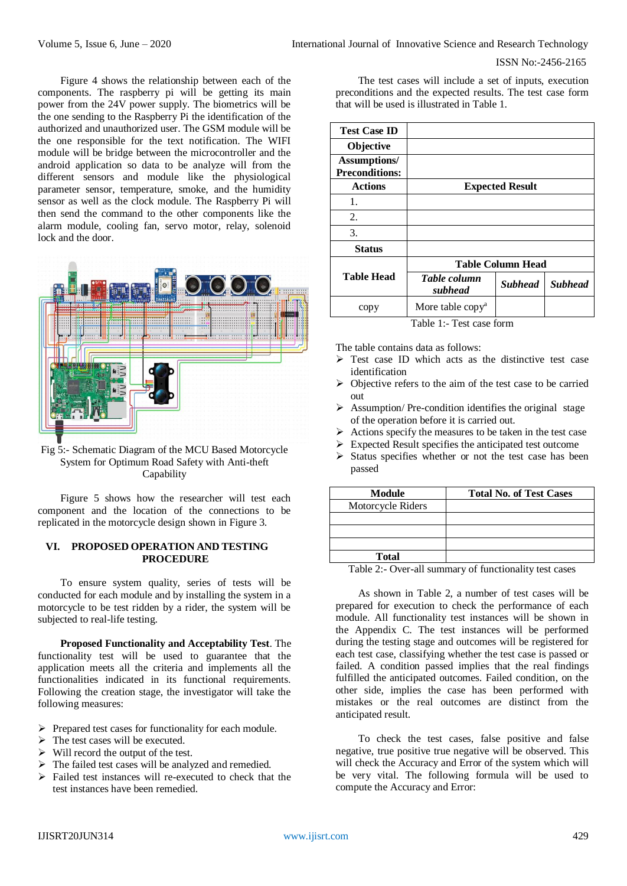Figure 4 shows the relationship between each of the components. The raspberry pi will be getting its main power from the 24V power supply. The biometrics will be the one sending to the Raspberry Pi the identification of the authorized and unauthorized user. The GSM module will be the one responsible for the text notification. The WIFI module will be bridge between the microcontroller and the android application so data to be analyze will from the different sensors and module like the physiological parameter sensor, temperature, smoke, and the humidity sensor as well as the clock module. The Raspberry Pi will then send the command to the other components like the alarm module, cooling fan, servo motor, relay, solenoid lock and the door.

Fig 5:- Schematic Diagram of the MCU Based Motorcycle System for Optimum Road Safety with Anti-theft Capability

Figure 5 shows how the researcher will test each component and the location of the connections to be replicated in the motorcycle design shown in Figure 3.

## VI. PROPOSED OPERATION AND TESTING PROCEDURE

To ensure system quality, series of tests will be conducted for each module and by installing the system in a motorcycle to be test ridden by a rider, the system will be subjected to real-life testing.

**Proposed Functionality and Acceptability Test**. The functionality test will be used to guarantee that the application meets all the criteria and implements all the functionalities indicated in its functional requirements. Following the creation stage, the investigator will take the following measures:

- Prepared test cases for functionality for each module.
- The test cases will be executed.
- Will record the output of the test.
- The failed test cases will be analyzed and remedied.
- Failed test instances will re-executed to check that the test instances have been remedied.

The test cases will include a set of inputs, execution preconditions and the expected results. The test case form that will be used is illustrated in Table 1.

| **Test Case ID** | | | |
|---|---|---|---|
| **Objective** | | | |
| **Assumptions/ Preconditions:** | | | |
| **Actions** | **Expected Result** | | |
| 1. | | | |
| 2. | | | |
| 3. | | | |
| **Status** | | | |
| **Table Head** | **Table Column Head** | | |
| | ***Table column subhead*** | ***Subhead*** | ***Subhead*** |
| copy | More table copy[a] | | |

Table 1:- Test case form

The table contains data as follows:

- Test case ID which acts as the distinctive test case identification
- Objective refers to the aim of the test case to be carried out
- Assumption/ Pre-condition identifies the original stage of the operation before it is carried out.
- Actions specify the measures to be taken in the test case
- Expected Result specifies the anticipated test outcome
- Status specifies whether or not the test case has been passed

| Module | Total No. of Test Cases |
|---|---|
| Motorcycle Riders | |
| | |
| | |
| | |
| **Total** | |

Table 2:- Over-all summary of functionality test cases

As shown in Table 2, a number of test cases will be prepared for execution to check the performance of each module. All functionality test instances will be shown in the Appendix C. The test instances will be performed during the testing stage and outcomes will be registered for each test case, classifying whether the test case is passed or failed. A condition passed implies that the real findings fulfilled the anticipated outcomes. Failed condition, on the other side, implies the case has been performed with mistakes or the real outcomes are distinct from the anticipated result.

To check the test cases, false positive and false negative, true positive true negative will be observed. This will check the Accuracy and Error of the system which will be very vital. The following formula will be used to compute the Accuracy and Error: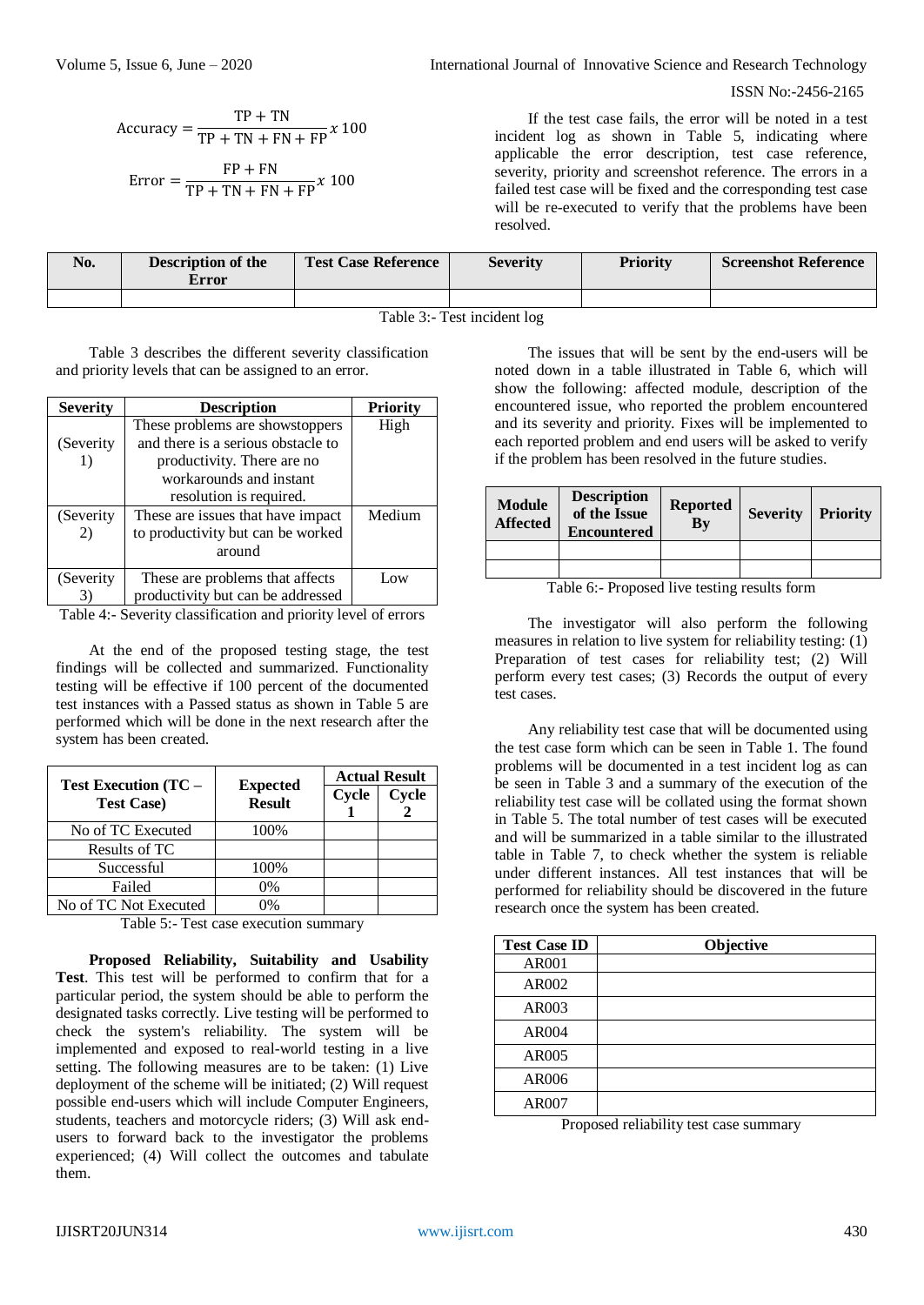$$\text{Accuracy} = \frac{\text{TP} + \text{TN}}{\text{TP} + \text{TN} + \text{FN} + \text{FP}} x\ 100$$

$$\text{Error} = \frac{\text{FP} + \text{FN}}{\text{TP} + \text{TN} + \text{FN} + \text{FP}} x\ 100$$

If the test case fails, the error will be noted in a test incident log as shown in Table 5, indicating where applicable the error description, test case reference, severity, priority and screenshot reference. The errors in a failed test case will be fixed and the corresponding test case will be re-executed to verify that the problems have been resolved.

| No. | Description of the Error | Test Case Reference | Severity | Priority | Screenshot Reference |
|---|---|---|---|---|---|
| | | | | | |

Table 3:- Test incident log

Table 3 describes the different severity classification and priority levels that can be assigned to an error.

| Severity | Description | Priority |
|---|---|---|
| (Severity 1) | These problems are showstoppers and there is a serious obstacle to productivity. There are no workarounds and instant resolution is required. | High |
| (Severity 2) | These are issues that have impact to productivity but can be worked around | Medium |
| (Severity 3) | These are problems that affects productivity but can be addressed | Low |

Table 4:- Severity classification and priority level of errors

At the end of the proposed testing stage, the test findings will be collected and summarized. Functionality testing will be effective if 100 percent of the documented test instances with a Passed status as shown in Table 5 are performed which will be done in the next research after the system has been created.

| Test Execution (TC – Test Case) | Expected Result | Actual Result | |
|---|---|---|---|
| | | Cycle 1 | Cycle 2 |
| No of TC Executed | 100% | | |
| Results of TC | | | |
| Successful | 100% | | |
| Failed | 0% | | |
| No of TC Not Executed | 0% | | |

Table 5:- Test case execution summary

**Proposed Reliability, Suitability and Usability Test**. This test will be performed to confirm that for a particular period, the system should be able to perform the designated tasks correctly. Live testing will be performed to check the system's reliability. The system will be implemented and exposed to real-world testing in a live setting. The following measures are to be taken: (1) Live deployment of the scheme will be initiated; (2) Will request possible end-users which will include Computer Engineers, students, teachers and motorcycle riders; (3) Will ask end-users to forward back to the investigator the problems experienced; (4) Will collect the outcomes and tabulate them.

The issues that will be sent by the end-users will be noted down in a table illustrated in Table 6, which will show the following: affected module, description of the encountered issue, who reported the problem encountered and its severity and priority. Fixes will be implemented to each reported problem and end users will be asked to verify if the problem has been resolved in the future studies.

| Module Affected | Description of the Issue Encountered | Reported By | Severity | Priority |
|---|---|---|---|---|
| | | | | |
| | | | | |

Table 6:- Proposed live testing results form

The investigator will also perform the following measures in relation to live system for reliability testing: (1) Preparation of test cases for reliability test; (2) Will perform every test cases; (3) Records the output of every test cases.

Any reliability test case that will be documented using the test case form which can be seen in Table 1. The found problems will be documented in a test incident log as can be seen in Table 3 and a summary of the execution of the reliability test case will be collated using the format shown in Table 5. The total number of test cases will be executed and will be summarized in a table similar to the illustrated table in Table 7, to check whether the system is reliable under different instances. All test instances that will be performed for reliability should be discovered in the future research once the system has been created.

| Test Case ID | Objective |
|---|---|
| AR001 | |
| AR002 | |
| AR003 | |
| AR004 | |
| AR005 | |
| AR006 | |
| AR007 | |

Proposed reliability test case summary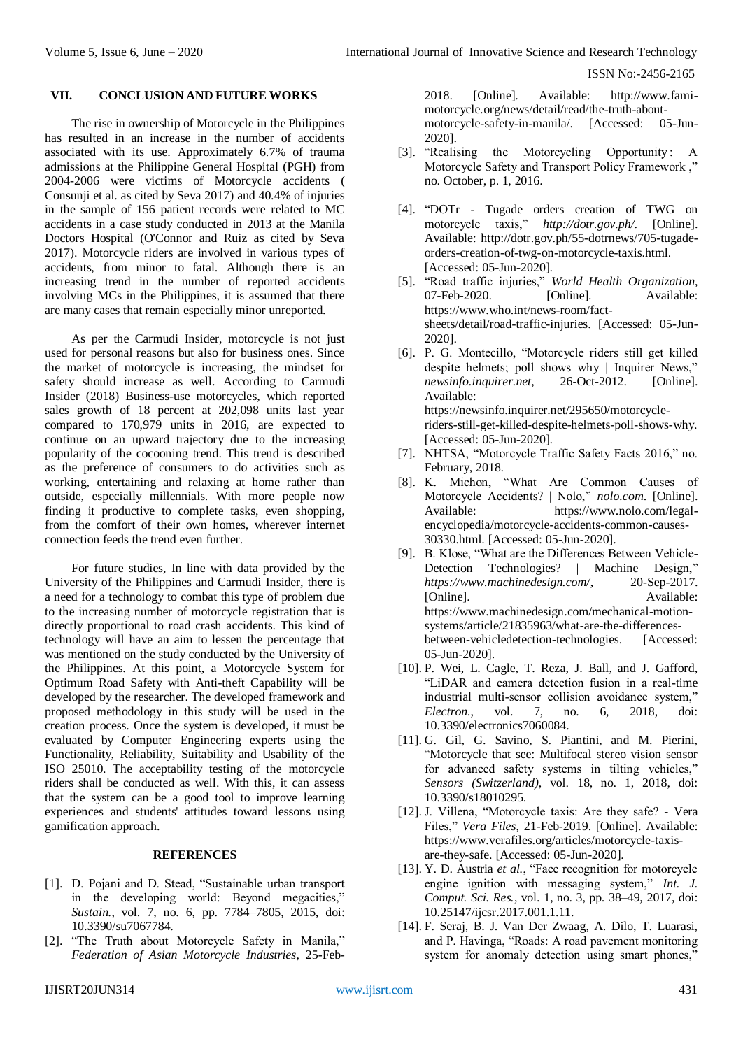## VII. CONCLUSION AND FUTURE WORKS

The rise in ownership of Motorcycle in the Philippines has resulted in an increase in the number of accidents associated with its use. Approximately 6.7% of trauma admissions at the Philippine General Hospital (PGH) from 2004-2006 were victims of Motorcycle accidents ( Consunji et al. as cited by Seva 2017) and 40.4% of injuries in the sample of 156 patient records were related to MC accidents in a case study conducted in 2013 at the Manila Doctors Hospital (O'Connor and Ruiz as cited by Seva 2017). Motorcycle riders are involved in various types of accidents, from minor to fatal. Although there is an increasing trend in the number of reported accidents involving MCs in the Philippines, it is assumed that there are many cases that remain especially minor unreported.

As per the Carmudi Insider, motorcycle is not just used for personal reasons but also for business ones. Since the market of motorcycle is increasing, the mindset for safety should increase as well. According to Carmudi Insider (2018) Business-use motorcycles, which reported sales growth of 18 percent at 202,098 units last year compared to 170,979 units in 2016, are expected to continue on an upward trajectory due to the increasing popularity of the cocooning trend. This trend is described as the preference of consumers to do activities such as working, entertaining and relaxing at home rather than outside, especially millennials. With more people now finding it productive to complete tasks, even shopping, from the comfort of their own homes, wherever internet connection feeds the trend even further.

For future studies, In line with data provided by the University of the Philippines and Carmudi Insider, there is a need for a technology to combat this type of problem due to the increasing number of motorcycle registration that is directly proportional to road crash accidents. This kind of technology will have an aim to lessen the percentage that was mentioned on the study conducted by the University of the Philippines. At this point, a Motorcycle System for Optimum Road Safety with Anti-theft Capability will be developed by the researcher. The developed framework and proposed methodology in this study will be used in the creation process. Once the system is developed, it must be evaluated by Computer Engineering experts using the Functionality, Reliability, Suitability and Usability of the ISO 25010. The acceptability testing of the motorcycle riders shall be conducted as well. With this, it can assess that the system can be a good tool to improve learning experiences and students' attitudes toward lessons using gamification approach.

## REFERENCES

[1]. D. Pojani and D. Stead, "Sustainable urban transport in the developing world: Beyond megacities," *Sustain.*, vol. 7, no. 6, pp. 7784–7805, 2015, doi: 10.3390/su7067784.

[2]. "The Truth about Motorcycle Safety in Manila," *Federation of Asian Motorcycle Industries*, 25-Feb-2018. [Online]. Available: http://www.fami-motorcycle.org/news/detail/read/the-truth-about-motorcycle-safety-in-manila/. [Accessed: 05-Jun-2020].

[3]. "Realising the Motorcycling Opportunity : A Motorcycle Safety and Transport Policy Framework ," no. October, p. 1, 2016.

[4]. "DOTr - Tugade orders creation of TWG on motorcycle taxis," *http://dotr.gov.ph/*. [Online]. Available: http://dotr.gov.ph/55-dotrnews/705-tugade-orders-creation-of-twg-on-motorcycle-taxis.html. [Accessed: 05-Jun-2020].

[5]. "Road traffic injuries," *World Health Organization*, 07-Feb-2020. [Online]. Available: https://www.who.int/news-room/fact-sheets/detail/road-traffic-injuries. [Accessed: 05-Jun-2020].

[6]. P. G. Montecillo, "Motorcycle riders still get killed despite helmets; poll shows why | Inquirer News," *newsinfo.inquirer.net*, 26-Oct-2012. [Online]. Available: https://newsinfo.inquirer.net/295650/motorcycle-riders-still-get-killed-despite-helmets-poll-shows-why. [Accessed: 05-Jun-2020].

[7]. NHTSA, "Motorcycle Traffic Safety Facts 2016," no. February, 2018.

[8]. K. Michon, "What Are Common Causes of Motorcycle Accidents? | Nolo," *nolo.com*. [Online]. Available: https://www.nolo.com/legal-encyclopedia/motorcycle-accidents-common-causes-30330.html. [Accessed: 05-Jun-2020].

[9]. B. Klose, "What are the Differences Between Vehicle-Detection Technologies? | Machine Design," *https://www.machinedesign.com/*, 20-Sep-2017. [Online]. Available: https://www.machinedesign.com/mechanical-motion-systems/article/21835963/what-are-the-differences-between-vehicledetection-technologies. [Accessed: 05-Jun-2020].

[10]. P. Wei, L. Cagle, T. Reza, J. Ball, and J. Gafford, "LiDAR and camera detection fusion in a real-time industrial multi-sensor collision avoidance system," *Electron.*, vol. 7, no. 6, 2018, doi: 10.3390/electronics7060084.

[11]. G. Gil, G. Savino, S. Piantini, and M. Pierini, "Motorcycle that see: Multifocal stereo vision sensor for advanced safety systems in tilting vehicles," *Sensors (Switzerland)*, vol. 18, no. 1, 2018, doi: 10.3390/s18010295.

[12]. J. Villena, "Motorcycle taxis: Are they safe? - Vera Files," *Vera Files*, 21-Feb-2019. [Online]. Available: https://www.verafiles.org/articles/motorcycle-taxis-are-they-safe. [Accessed: 05-Jun-2020].

[13]. Y. D. Austria *et al.*, "Face recognition for motorcycle engine ignition with messaging system," *Int. J. Comput. Sci. Res.*, vol. 1, no. 3, pp. 38–49, 2017, doi: 10.25147/ijcsr.2017.001.1.11.

[14]. F. Seraj, B. J. Van Der Zwaag, A. Dilo, T. Luarasi, and P. Havinga, "Roads: A road pavement monitoring system for anomaly detection using smart phones,"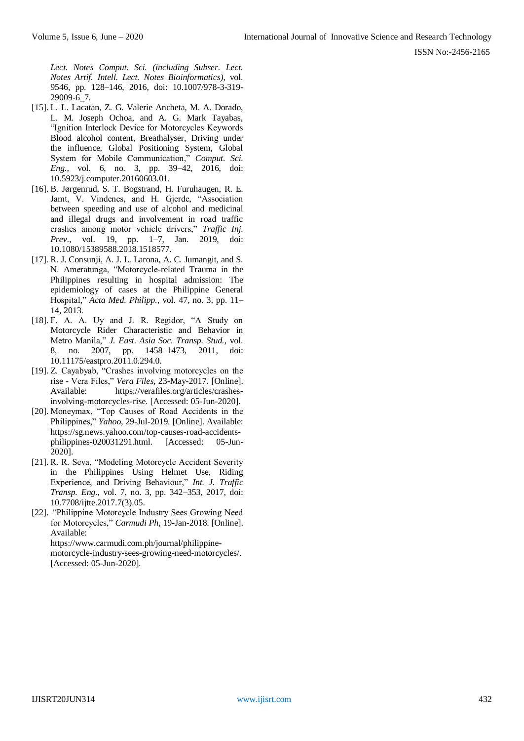*Lect. Notes Comput. Sci. (including Subser. Lect. Notes Artif. Intell. Lect. Notes Bioinformatics)*, vol. 9546, pp. 128–146, 2016, doi: 10.1007/978-3-319-29009-6_7.

[15]. L. L. Lacatan, Z. G. Valerie Ancheta, M. A. Dorado, L. M. Joseph Ochoa, and A. G. Mark Tayabas, "Ignition Interlock Device for Motorcycles Keywords Blood alcohol content, Breathalyser, Driving under the influence, Global Positioning System, Global System for Mobile Communication," *Comput. Sci. Eng.*, vol. 6, no. 3, pp. 39–42, 2016, doi: 10.5923/j.computer.20160603.01.

[16]. B. Jørgenrud, S. T. Bogstrand, H. Furuhaugen, R. E. Jamt, V. Vindenes, and H. Gjerde, "Association between speeding and use of alcohol and medicinal and illegal drugs and involvement in road traffic crashes among motor vehicle drivers," *Traffic Inj. Prev.*, vol. 19, pp. 1–7, Jan. 2019, doi: 10.1080/15389588.2018.1518577.

[17]. R. J. Consunji, A. J. L. Larona, A. C. Jumangit, and S. N. Ameratunga, "Motorcycle-related Trauma in the Philippines resulting in hospital admission: The epidemiology of cases at the Philippine General Hospital," *Acta Med. Philipp.*, vol. 47, no. 3, pp. 11–14, 2013.

[18]. F. A. A. Uy and J. R. Regidor, "A Study on Motorcycle Rider Characteristic and Behavior in Metro Manila," *J. East. Asia Soc. Transp. Stud.*, vol. 8, no. 2007, pp. 1458–1473, 2011, doi: 10.11175/eastpro.2011.0.294.0.

[19]. Z. Cayabyab, "Crashes involving motorcycles on the rise - Vera Files," *Vera Files*, 23-May-2017. [Online]. Available: https://verafiles.org/articles/crashes-involving-motorcycles-rise. [Accessed: 05-Jun-2020].

[20]. Moneymax, "Top Causes of Road Accidents in the Philippines," *Yahoo*, 29-Jul-2019. [Online]. Available: https://sg.news.yahoo.com/top-causes-road-accidents-philippines-020031291.html. [Accessed: 05-Jun-2020].

[21]. R. R. Seva, "Modeling Motorcycle Accident Severity in the Philippines Using Helmet Use, Riding Experience, and Driving Behaviour," *Int. J. Traffic Transp. Eng.*, vol. 7, no. 3, pp. 342–353, 2017, doi: 10.7708/ijtte.2017.7(3).05.

[22]. "Philippine Motorcycle Industry Sees Growing Need for Motorcycles," *Carmudi Ph*, 19-Jan-2018. [Online]. Available: https://www.carmudi.com.ph/journal/philippine-motorcycle-industry-sees-growing-need-motorcycles/. [Accessed: 05-Jun-2020].